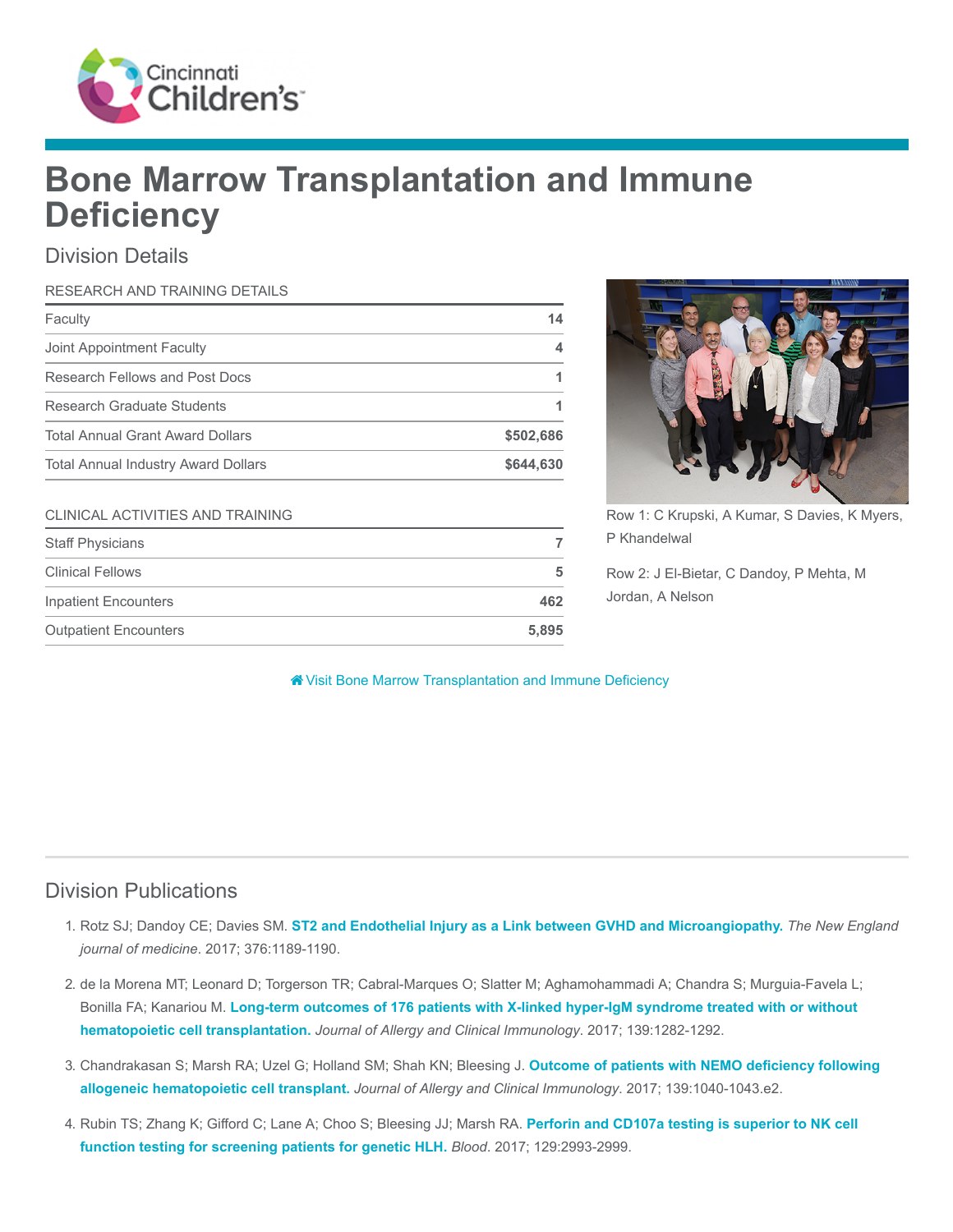# Bone Marrow Transplantation and Immune Deficiency

## Division Details

| RESEARCH AND TRAINING DETAILS | |
|---|---|
| Faculty | 14 |
| Joint Appointment Faculty | 4 |
| Research Fellows and Post Docs | 1 |
| Research Graduate Students | 1 |
| Total Annual Grant Award Dollars | $502,686 |
| Total Annual Industry Award Dollars | $644,630 |

| CLINICAL ACTIVITIES AND TRAINING | |
|---|---|
| Staff Physicians | 7 |
| Clinical Fellows | 5 |
| Inpatient Encounters | 462 |
| Outpatient Encounters | 5,895 |

Row 1: C Krupski, A Kumar, S Davies, K Myers, P Khandelwal

Row 2: J El-Bietar, C Dandoy, P Mehta, M Jordan, A Nelson

Visit Bone Marrow Transplantation and Immune Deficiency

## Division Publications

1. Rotz SJ; Dandoy CE; Davies SM. **ST2 and Endothelial Injury as a Link between GVHD and Microangiopathy.** *The New England journal of medicine*. 2017; 376:1189-1190.
2. de la Morena MT; Leonard D; Torgerson TR; Cabral-Marques O; Slatter M; Aghamohammadi A; Chandra S; Murguia-Favela L; Bonilla FA; Kanariou M. **Long-term outcomes of 176 patients with X-linked hyper-IgM syndrome treated with or without hematopoietic cell transplantation.** *Journal of Allergy and Clinical Immunology*. 2017; 139:1282-1292.
3. Chandrakasan S; Marsh RA; Uzel G; Holland SM; Shah KN; Bleesing J. **Outcome of patients with NEMO deficiency following allogeneic hematopoietic cell transplant.** *Journal of Allergy and Clinical Immunology*. 2017; 139:1040-1043.e2.
4. Rubin TS; Zhang K; Gifford C; Lane A; Choo S; Bleesing JJ; Marsh RA. **Perforin and CD107a testing is superior to NK cell function testing for screening patients for genetic HLH.** *Blood*. 2017; 129:2993-2999.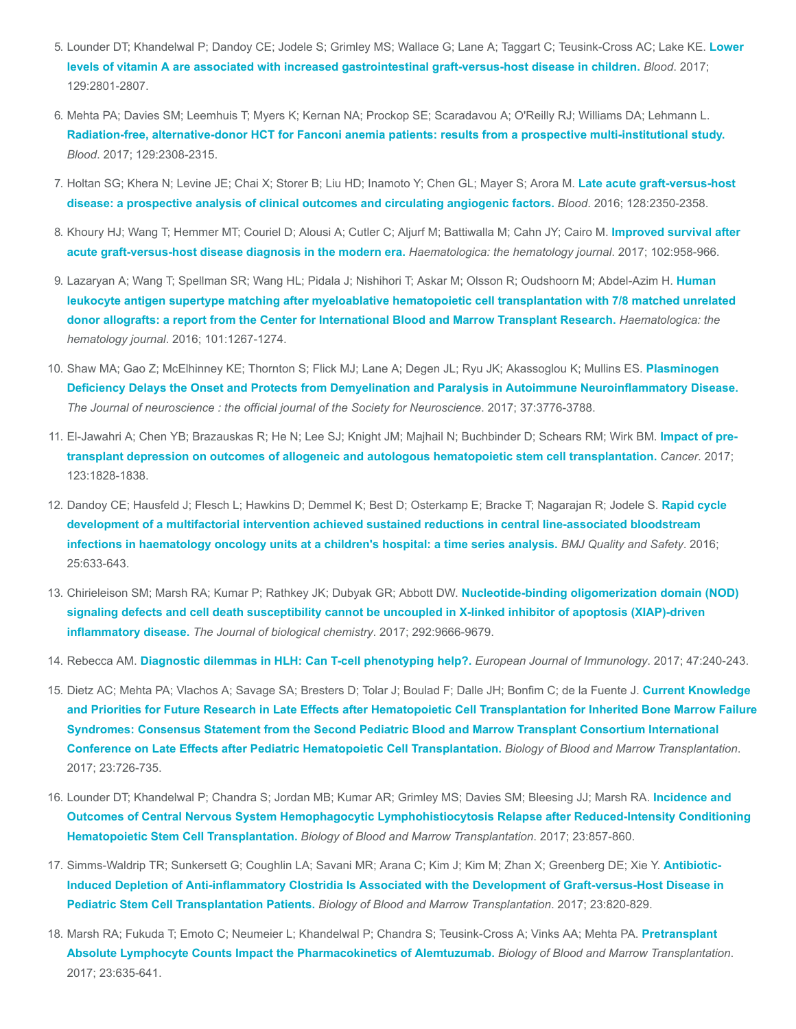5. Lounder DT; Khandelwal P; Dandoy CE; Jodele S; Grimley MS; Wallace G; Lane A; Taggart C; Teusink-Cross AC; Lake KE. **Lower levels of vitamin A are associated with increased gastrointestinal graft-versus-host disease in children.** *Blood*. 2017; 129:2801-2807.

6. Mehta PA; Davies SM; Leemhuis T; Myers K; Kernan NA; Prockop SE; Scaradavou A; O'Reilly RJ; Williams DA; Lehmann L. **Radiation-free, alternative-donor HCT for Fanconi anemia patients: results from a prospective multi-institutional study.** *Blood*. 2017; 129:2308-2315.

7. Holtan SG; Khera N; Levine JE; Chai X; Storer B; Liu HD; Inamoto Y; Chen GL; Mayer S; Arora M. **Late acute graft-versus-host disease: a prospective analysis of clinical outcomes and circulating angiogenic factors.** *Blood*. 2016; 128:2350-2358.

8. Khoury HJ; Wang T; Hemmer MT; Couriel D; Alousi A; Cutler C; Aljurf M; Battiwalla M; Cahn JY; Cairo M. **Improved survival after acute graft-versus-host disease diagnosis in the modern era.** *Haematologica: the hematology journal*. 2017; 102:958-966.

9. Lazaryan A; Wang T; Spellman SR; Wang HL; Pidala J; Nishihori T; Askar M; Olsson R; Oudshoorn M; Abdel-Azim H. **Human leukocyte antigen supertype matching after myeloablative hematopoietic cell transplantation with 7/8 matched unrelated donor allografts: a report from the Center for International Blood and Marrow Transplant Research.** *Haematologica: the hematology journal*. 2016; 101:1267-1274.

10. Shaw MA; Gao Z; McElhinney KE; Thornton S; Flick MJ; Lane A; Degen JL; Ryu JK; Akassoglou K; Mullins ES. **Plasminogen Deficiency Delays the Onset and Protects from Demyelination and Paralysis in Autoimmune Neuroinflammatory Disease.** *The Journal of neuroscience : the official journal of the Society for Neuroscience*. 2017; 37:3776-3788.

11. El-Jawahri A; Chen YB; Brazauskas R; He N; Lee SJ; Knight JM; Majhail N; Buchbinder D; Schears RM; Wirk BM. **Impact of pre-transplant depression on outcomes of allogeneic and autologous hematopoietic stem cell transplantation.** *Cancer*. 2017; 123:1828-1838.

12. Dandoy CE; Hausfeld J; Flesch L; Hawkins D; Demmel K; Best D; Osterkamp E; Bracke T; Nagarajan R; Jodele S. **Rapid cycle development of a multifactorial intervention achieved sustained reductions in central line-associated bloodstream infections in haematology oncology units at a children's hospital: a time series analysis.** *BMJ Quality and Safety*. 2016; 25:633-643.

13. Chirieleison SM; Marsh RA; Kumar P; Rathkey JK; Dubyak GR; Abbott DW. **Nucleotide-binding oligomerization domain (NOD) signaling defects and cell death susceptibility cannot be uncoupled in X-linked inhibitor of apoptosis (XIAP)-driven inflammatory disease.** *The Journal of biological chemistry*. 2017; 292:9666-9679.

14. Rebecca AM. **Diagnostic dilemmas in HLH: Can T-cell phenotyping help?.** *European Journal of Immunology*. 2017; 47:240-243.

15. Dietz AC; Mehta PA; Vlachos A; Savage SA; Bresters D; Tolar J; Boulad F; Dalle JH; Bonfim C; de la Fuente J. **Current Knowledge and Priorities for Future Research in Late Effects after Hematopoietic Cell Transplantation for Inherited Bone Marrow Failure Syndromes: Consensus Statement from the Second Pediatric Blood and Marrow Transplant Consortium International Conference on Late Effects after Pediatric Hematopoietic Cell Transplantation.** *Biology of Blood and Marrow Transplantation*. 2017; 23:726-735.

16. Lounder DT; Khandelwal P; Chandra S; Jordan MB; Kumar AR; Grimley MS; Davies SM; Bleesing JJ; Marsh RA. **Incidence and Outcomes of Central Nervous System Hemophagocytic Lymphohistiocytosis Relapse after Reduced-Intensity Conditioning Hematopoietic Stem Cell Transplantation.** *Biology of Blood and Marrow Transplantation*. 2017; 23:857-860.

17. Simms-Waldrip TR; Sunkersett G; Coughlin LA; Savani MR; Arana C; Kim J; Kim M; Zhan X; Greenberg DE; Xie Y. **Antibiotic-Induced Depletion of Anti-inflammatory Clostridia Is Associated with the Development of Graft-versus-Host Disease in Pediatric Stem Cell Transplantation Patients.** *Biology of Blood and Marrow Transplantation*. 2017; 23:820-829.

18. Marsh RA; Fukuda T; Emoto C; Neumeier L; Khandelwal P; Chandra S; Teusink-Cross A; Vinks AA; Mehta PA. **Pretransplant Absolute Lymphocyte Counts Impact the Pharmacokinetics of Alemtuzumab.** *Biology of Blood and Marrow Transplantation*. 2017; 23:635-641.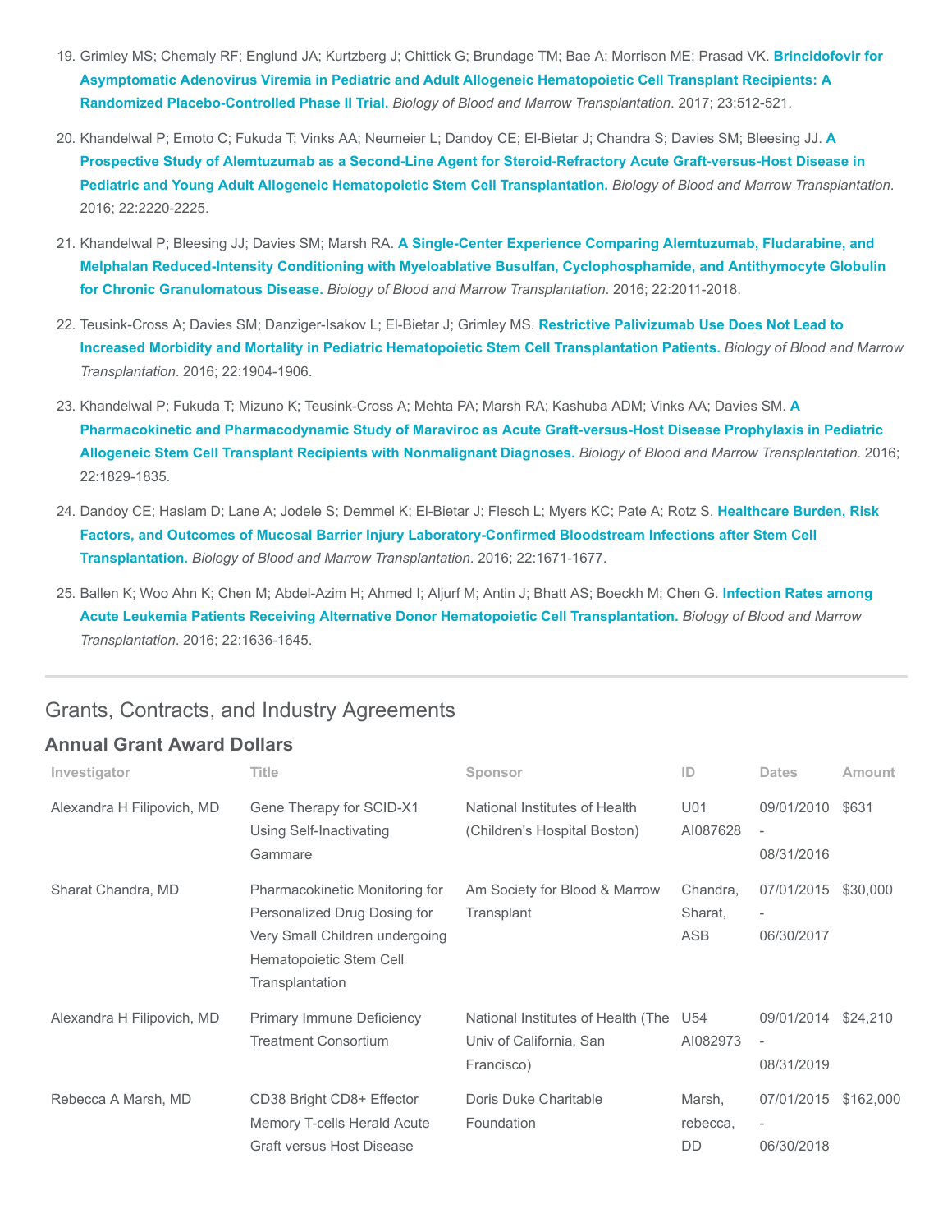19. Grimley MS; Chemaly RF; Englund JA; Kurtzberg J; Chittick G; Brundage TM; Bae A; Morrison ME; Prasad VK. **Brincidofovir for Asymptomatic Adenovirus Viremia in Pediatric and Adult Allogeneic Hematopoietic Cell Transplant Recipients: A Randomized Placebo-Controlled Phase II Trial.** *Biology of Blood and Marrow Transplantation*. 2017; 23:512-521.

20. Khandelwal P; Emoto C; Fukuda T; Vinks AA; Neumeier L; Dandoy CE; El-Bietar J; Chandra S; Davies SM; Bleesing JJ. **A Prospective Study of Alemtuzumab as a Second-Line Agent for Steroid-Refractory Acute Graft-versus-Host Disease in Pediatric and Young Adult Allogeneic Hematopoietic Stem Cell Transplantation.** *Biology of Blood and Marrow Transplantation*. 2016; 22:2220-2225.

21. Khandelwal P; Bleesing JJ; Davies SM; Marsh RA. **A Single-Center Experience Comparing Alemtuzumab, Fludarabine, and Melphalan Reduced-Intensity Conditioning with Myeloablative Busulfan, Cyclophosphamide, and Antithymocyte Globulin for Chronic Granulomatous Disease.** *Biology of Blood and Marrow Transplantation*. 2016; 22:2011-2018.

22. Teusink-Cross A; Davies SM; Danziger-Isakov L; El-Bietar J; Grimley MS. **Restrictive Palivizumab Use Does Not Lead to Increased Morbidity and Mortality in Pediatric Hematopoietic Stem Cell Transplantation Patients.** *Biology of Blood and Marrow Transplantation*. 2016; 22:1904-1906.

23. Khandelwal P; Fukuda T; Mizuno K; Teusink-Cross A; Mehta PA; Marsh RA; Kashuba ADM; Vinks AA; Davies SM. **A Pharmacokinetic and Pharmacodynamic Study of Maraviroc as Acute Graft-versus-Host Disease Prophylaxis in Pediatric Allogeneic Stem Cell Transplant Recipients with Nonmalignant Diagnoses.** *Biology of Blood and Marrow Transplantation*. 2016; 22:1829-1835.

24. Dandoy CE; Haslam D; Lane A; Jodele S; Demmel K; El-Bietar J; Flesch L; Myers KC; Pate A; Rotz S. **Healthcare Burden, Risk Factors, and Outcomes of Mucosal Barrier Injury Laboratory-Confirmed Bloodstream Infections after Stem Cell Transplantation.** *Biology of Blood and Marrow Transplantation*. 2016; 22:1671-1677.

25. Ballen K; Woo Ahn K; Chen M; Abdel-Azim H; Ahmed I; Aljurf M; Antin J; Bhatt AS; Boeckh M; Chen G. **Infection Rates among Acute Leukemia Patients Receiving Alternative Donor Hematopoietic Cell Transplantation.** *Biology of Blood and Marrow Transplantation*. 2016; 22:1636-1645.

---

## Grants, Contracts, and Industry Agreements

### Annual Grant Award Dollars

| Investigator | Title | Sponsor | ID | Dates | Amount |
|---|---|---|---|---|---|
| Alexandra H Filipovich, MD | Gene Therapy for SCID-X1 Using Self-Inactivating Gammare | National Institutes of Health (Children's Hospital Boston) | U01 AI087628 | 09/01/2010 - 08/31/2016 | $631 |
| Sharat Chandra, MD | Pharmacokinetic Monitoring for Personalized Drug Dosing for Very Small Children undergoing Hematopoietic Stem Cell Transplantation | Am Society for Blood & Marrow Transplant | Chandra, Sharat, ASB | 07/01/2015 - 06/30/2017 | $30,000 |
| Alexandra H Filipovich, MD | Primary Immune Deficiency Treatment Consortium | National Institutes of Health (The Univ of California, San Francisco) | U54 AI082973 | 09/01/2014 - 08/31/2019 | $24,210 |
| Rebecca A Marsh, MD | CD38 Bright CD8+ Effector Memory T-cells Herald Acute Graft versus Host Disease | Doris Duke Charitable Foundation | Marsh, rebecca, DD | 07/01/2015 - 06/30/2018 | $162,000 |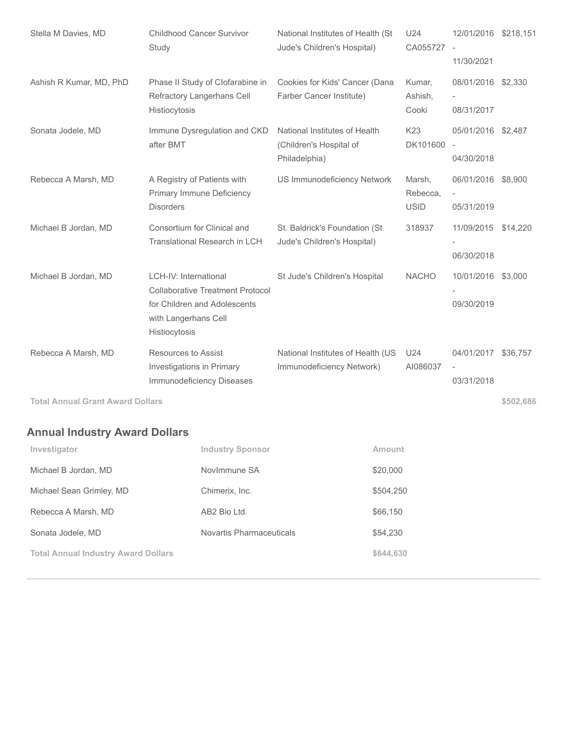| | | | | | |
|---|---|---|---|---|---|
| Stella M Davies, MD | Childhood Cancer Survivor Study | National Institutes of Health (St Jude's Children's Hospital) | U24 CA055727 | 12/01/2016 - 11/30/2021 | $218,151 |
| Ashish R Kumar, MD, PhD | Phase II Study of Clofarabine in Refractory Langerhans Cell Histiocytosis | Cookies for Kids' Cancer (Dana Farber Cancer Institute) | Kumar, Ashish, Cooki | 08/01/2016 - 08/31/2017 | $2,330 |
| Sonata Jodele, MD | Immune Dysregulation and CKD after BMT | National Institutes of Health (Children's Hospital of Philadelphia) | K23 DK101600 | 05/01/2016 - 04/30/2018 | $2,487 |
| Rebecca A Marsh, MD | A Registry of Patients with Primary Immune Deficiency Disorders | US Immunodeficiency Network | Marsh, Rebecca, USID | 06/01/2016 - 05/31/2019 | $8,900 |
| Michael B Jordan, MD | Consortium for Clinical and Translational Research in LCH | St. Baldrick's Foundation (St Jude's Children's Hospital) | 318937 | 11/09/2015 - 06/30/2018 | $14,220 |
| Michael B Jordan, MD | LCH-IV: International Collaborative Treatment Protocol for Children and Adolescents with Langerhans Cell Histiocytosis | St Jude's Children's Hospital | NACHO | 10/01/2016 - 09/30/2019 | $3,000 |
| Rebecca A Marsh, MD | Resources to Assist Investigations in Primary Immunodeficiency Diseases | National Institutes of Health (US Immunodeficiency Network) | U24 AI086037 | 04/01/2017 - 03/31/2018 | $36,757 |
| **Total Annual Grant Award Dollars** | | | | | **$502,686** |

## Annual Industry Award Dollars

| Investigator | Industry Sponsor | Amount |
|---|---|---|
| Michael B Jordan, MD | NovImmune SA | $20,000 |
| Michael Sean Grimley, MD | Chimerix, Inc. | $504,250 |
| Rebecca A Marsh, MD | AB2 Bio Ltd. | $66,150 |
| Sonata Jodele, MD | Novartis Pharmaceuticals | $54,230 |
| **Total Annual Industry Award Dollars** | | **$644,630** |